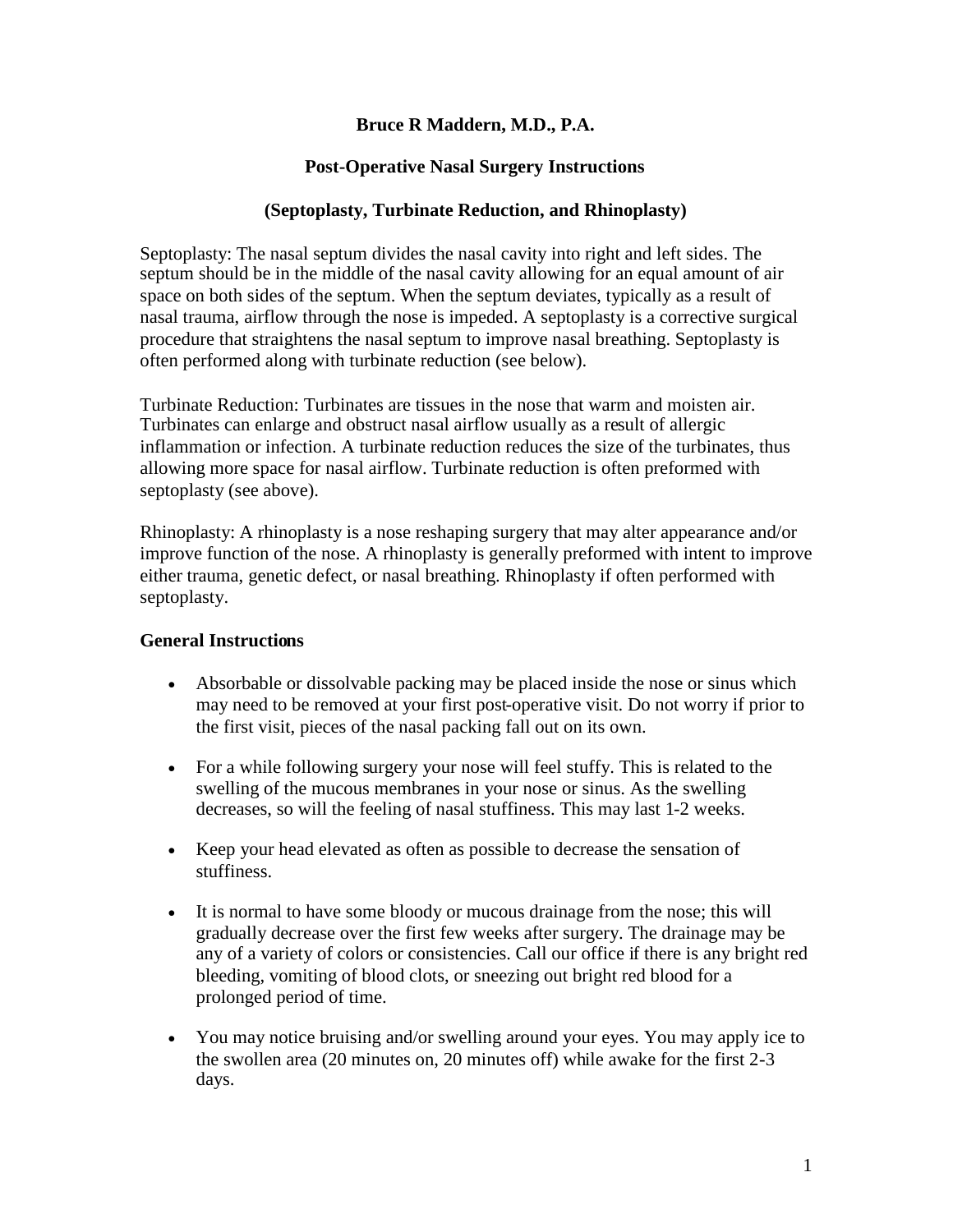# Bruce R Maddern, M.D., P.A.

## Post-Operative Nasal Surgery Instructions

### (Septoplasty, Turbinate Reduction, and Rhinoplasty)

Septoplasty: The nasal septum divides the nasal cavity into right and left sides. The septum should be in the middle of the nasal cavity allowing for an equal amount of air space on both sides of the septum. When the septum deviates, typically as a result of nasal trauma, airflow through the nose is impeded. A septoplasty is a corrective surgical procedure that straightens the nasal septum to improve nasal breathing. Septoplasty is often performed along with turbinate reduction (see below).

Turbinate Reduction: Turbinates are tissues in the nose that warm and moisten air. Turbinates can enlarge and obstruct nasal airflow usually as a result of allergic inflammation or infection. A turbinate reduction reduces the size of the turbinates, thus allowing more space for nasal airflow. Turbinate reduction is often preformed with septoplasty (see above).

Rhinoplasty: A rhinoplasty is a nose reshaping surgery that may alter appearance and/or improve function of the nose. A rhinoplasty is generally preformed with intent to improve either trauma, genetic defect, or nasal breathing. Rhinoplasty if often performed with septoplasty.

**General Instructions**

- Absorbable or dissolvable packing may be placed inside the nose or sinus which may need to be removed at your first post-operative visit. Do not worry if prior to the first visit, pieces of the nasal packing fall out on its own.
- For a while following surgery your nose will feel stuffy. This is related to the swelling of the mucous membranes in your nose or sinus. As the swelling decreases, so will the feeling of nasal stuffiness. This may last 1-2 weeks.
- Keep your head elevated as often as possible to decrease the sensation of stuffiness.
- It is normal to have some bloody or mucous drainage from the nose; this will gradually decrease over the first few weeks after surgery. The drainage may be any of a variety of colors or consistencies. Call our office if there is any bright red bleeding, vomiting of blood clots, or sneezing out bright red blood for a prolonged period of time.
- You may notice bruising and/or swelling around your eyes. You may apply ice to the swollen area (20 minutes on, 20 minutes off) while awake for the first 2-3 days.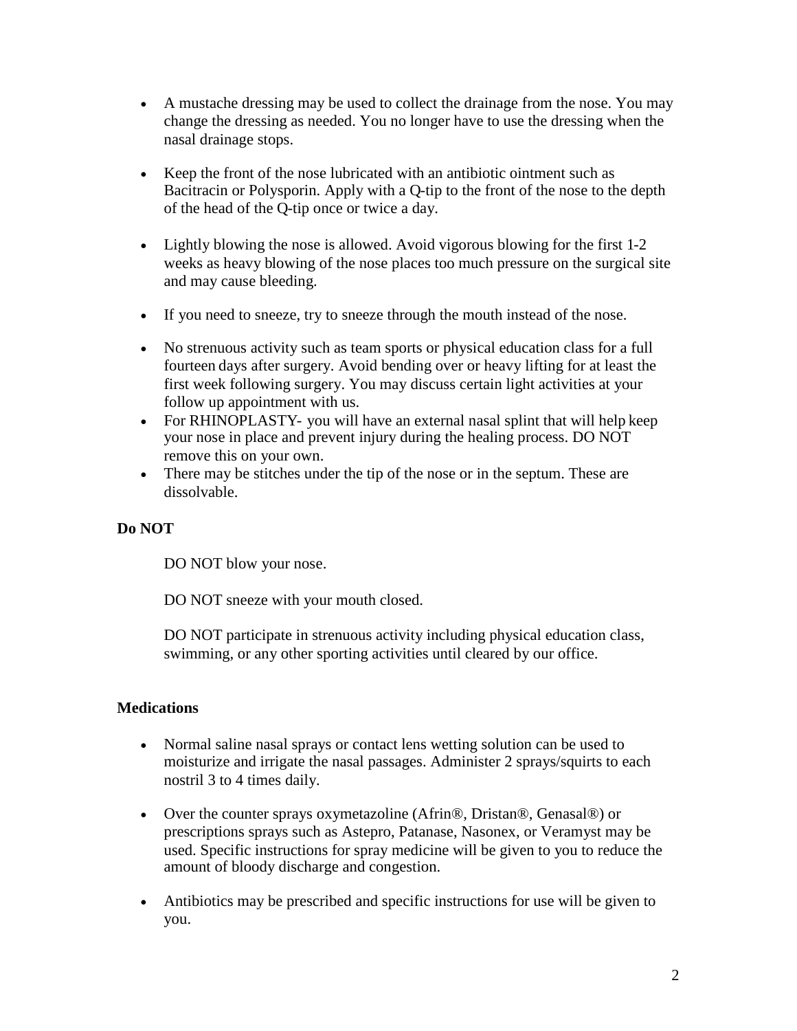- A mustache dressing may be used to collect the drainage from the nose. You may change the dressing as needed. You no longer have to use the dressing when the nasal drainage stops.

- Keep the front of the nose lubricated with an antibiotic ointment such as Bacitracin or Polysporin. Apply with a Q-tip to the front of the nose to the depth of the head of the Q-tip once or twice a day.

- Lightly blowing the nose is allowed. Avoid vigorous blowing for the first 1-2 weeks as heavy blowing of the nose places too much pressure on the surgical site and may cause bleeding.

- If you need to sneeze, try to sneeze through the mouth instead of the nose.

- No strenuous activity such as team sports or physical education class for a full fourteen days after surgery. Avoid bending over or heavy lifting for at least the first week following surgery. You may discuss certain light activities at your follow up appointment with us.
- For RHINOPLASTY- you will have an external nasal splint that will help keep your nose in place and prevent injury during the healing process. DO NOT remove this on your own.
- There may be stitches under the tip of the nose or in the septum. These are dissolvable.

**Do NOT**

DO NOT blow your nose.

DO NOT sneeze with your mouth closed.

DO NOT participate in strenuous activity including physical education class, swimming, or any other sporting activities until cleared by our office.

**Medications**

- Normal saline nasal sprays or contact lens wetting solution can be used to moisturize and irrigate the nasal passages. Administer 2 sprays/squirts to each nostril 3 to 4 times daily.

- Over the counter sprays oxymetazoline (Afrin®, Dristan®, Genasal®) or prescriptions sprays such as Astepro, Patanase, Nasonex, or Veramyst may be used. Specific instructions for spray medicine will be given to you to reduce the amount of bloody discharge and congestion.

- Antibiotics may be prescribed and specific instructions for use will be given to you.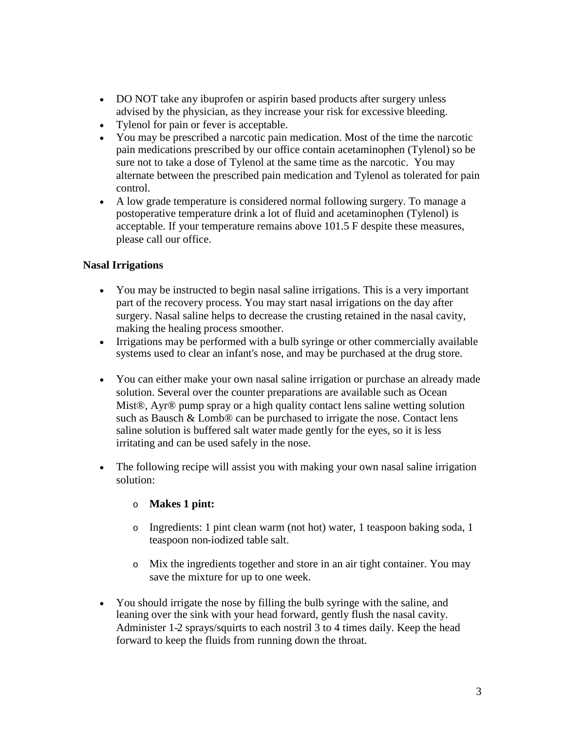- DO NOT take any ibuprofen or aspirin based products after surgery unless advised by the physician, as they increase your risk for excessive bleeding.
- Tylenol for pain or fever is acceptable.
- You may be prescribed a narcotic pain medication. Most of the time the narcotic pain medications prescribed by our office contain acetaminophen (Tylenol) so be sure not to take a dose of Tylenol at the same time as the narcotic. You may alternate between the prescribed pain medication and Tylenol as tolerated for pain control.
- A low grade temperature is considered normal following surgery. To manage a postoperative temperature drink a lot of fluid and acetaminophen (Tylenol) is acceptable. If your temperature remains above 101.5 F despite these measures, please call our office.

**Nasal Irrigations**

- You may be instructed to begin nasal saline irrigations. This is a very important part of the recovery process. You may start nasal irrigations on the day after surgery. Nasal saline helps to decrease the crusting retained in the nasal cavity, making the healing process smoother.
- Irrigations may be performed with a bulb syringe or other commercially available systems used to clear an infant's nose, and may be purchased at the drug store.
- You can either make your own nasal saline irrigation or purchase an already made solution. Several over the counter preparations are available such as Ocean Mist®, Ayr® pump spray or a high quality contact lens saline wetting solution such as Bausch & Lomb® can be purchased to irrigate the nose. Contact lens saline solution is buffered salt water made gently for the eyes, so it is less irritating and can be used safely in the nose.
- The following recipe will assist you with making your own nasal saline irrigation solution:
  - **Makes 1 pint:**
  - Ingredients: 1 pint clean warm (not hot) water, 1 teaspoon baking soda, 1 teaspoon non-iodized table salt.
  - Mix the ingredients together and store in an air tight container. You may save the mixture for up to one week.
- You should irrigate the nose by filling the bulb syringe with the saline, and leaning over the sink with your head forward, gently flush the nasal cavity. Administer 1-2 sprays/squirts to each nostril 3 to 4 times daily. Keep the head forward to keep the fluids from running down the throat.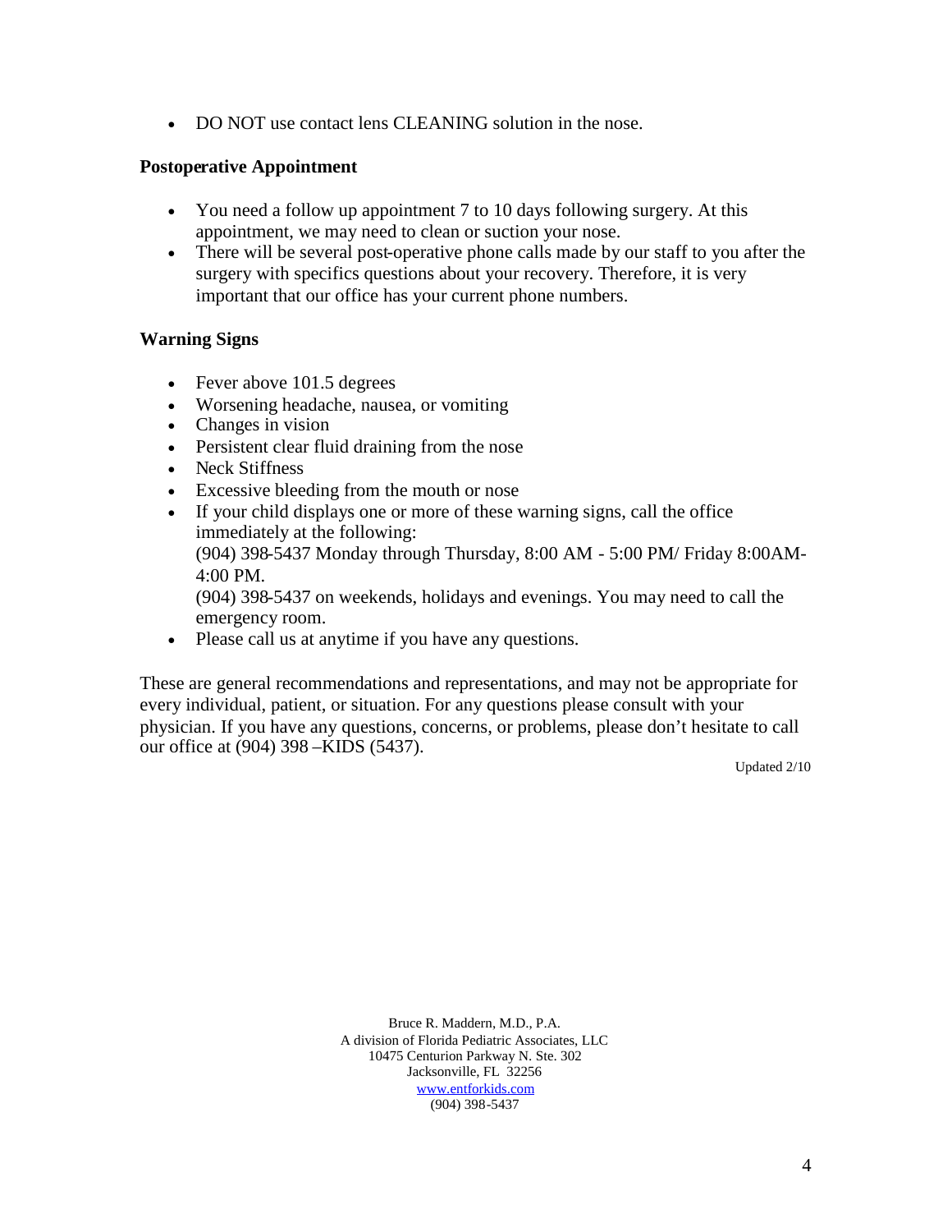- DO NOT use contact lens CLEANING solution in the nose.

**Postoperative Appointment**

- You need a follow up appointment 7 to 10 days following surgery. At this appointment, we may need to clean or suction your nose.
- There will be several post-operative phone calls made by our staff to you after the surgery with specifics questions about your recovery. Therefore, it is very important that our office has your current phone numbers.

**Warning Signs**

- Fever above 101.5 degrees
- Worsening headache, nausea, or vomiting
- Changes in vision
- Persistent clear fluid draining from the nose
- Neck Stiffness
- Excessive bleeding from the mouth or nose
- If your child displays one or more of these warning signs, call the office immediately at the following:
  (904) 398-5437 Monday through Thursday, 8:00 AM - 5:00 PM/ Friday 8:00AM-4:00 PM.
  (904) 398-5437 on weekends, holidays and evenings. You may need to call the emergency room.
- Please call us at anytime if you have any questions.

These are general recommendations and representations, and may not be appropriate for every individual, patient, or situation. For any questions please consult with your physician. If you have any questions, concerns, or problems, please don't hesitate to call our office at (904) 398 –KIDS (5437).

Updated 2/10

Bruce R. Maddern, M.D., P.A.
A division of Florida Pediatric Associates, LLC
10475 Centurion Parkway N. Ste. 302
Jacksonville, FL 32256
www.entforkids.com
(904) 398-5437